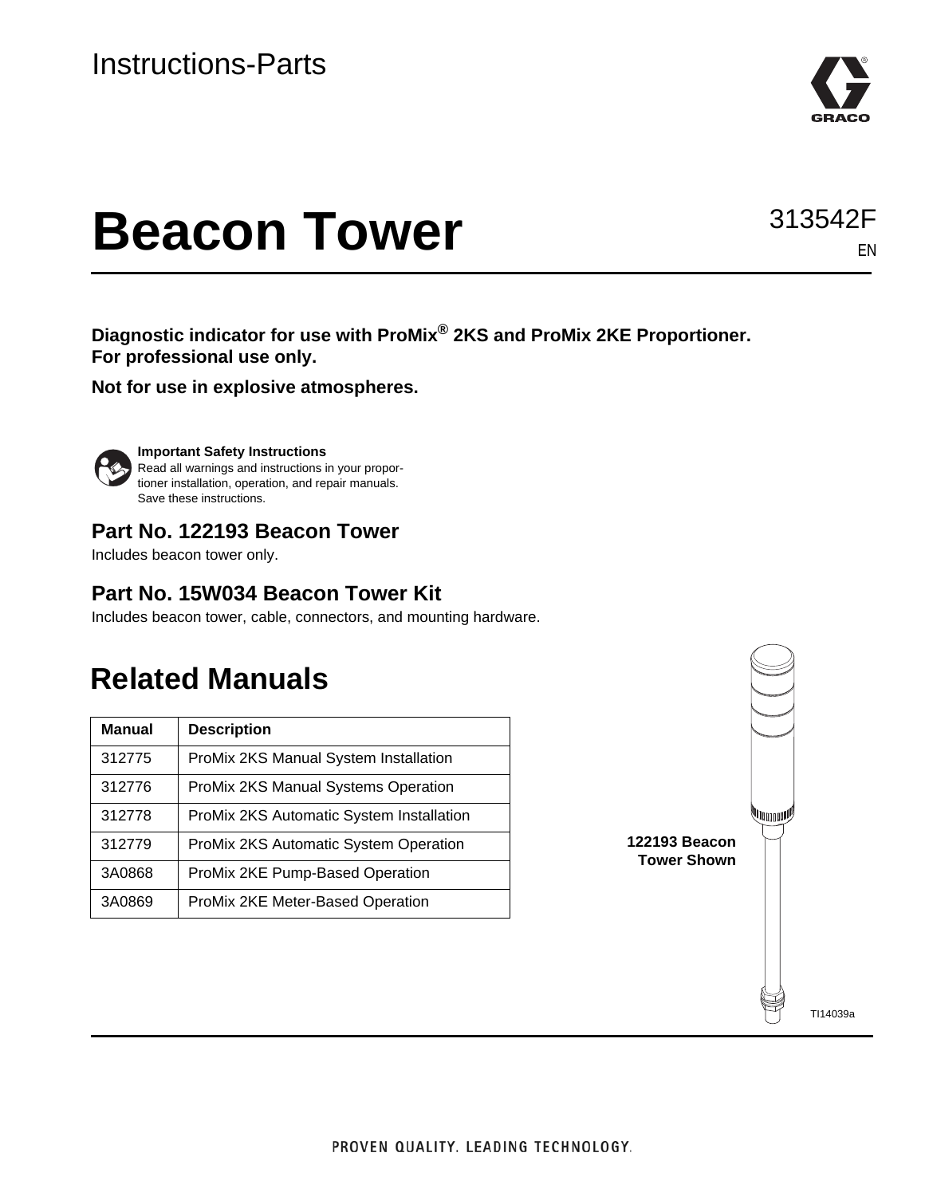Instructions-Parts

# Beacon Tower

313542F
EN

**Diagnostic indicator for use with ProMix® 2KS and ProMix 2KE Proportioner. For professional use only.**

**Not for use in explosive atmospheres.**

**Important Safety Instructions**
Read all warnings and instructions in your proportioner installation, operation, and repair manuals. Save these instructions.

### Part No. 122193 Beacon Tower

Includes beacon tower only.

### Part No. 15W034 Beacon Tower Kit

Includes beacon tower, cable, connectors, and mounting hardware.

## Related Manuals

| Manual | Description |
|---|---|
| 312775 | ProMix 2KS Manual System Installation |
| 312776 | ProMix 2KS Manual Systems Operation |
| 312778 | ProMix 2KS Automatic System Installation |
| 312779 | ProMix 2KS Automatic System Operation |
| 3A0868 | ProMix 2KE Pump-Based Operation |
| 3A0869 | ProMix 2KE Meter-Based Operation |

**122193 Beacon Tower Shown**

TI14039a

PROVEN QUALITY. LEADING TECHNOLOGY.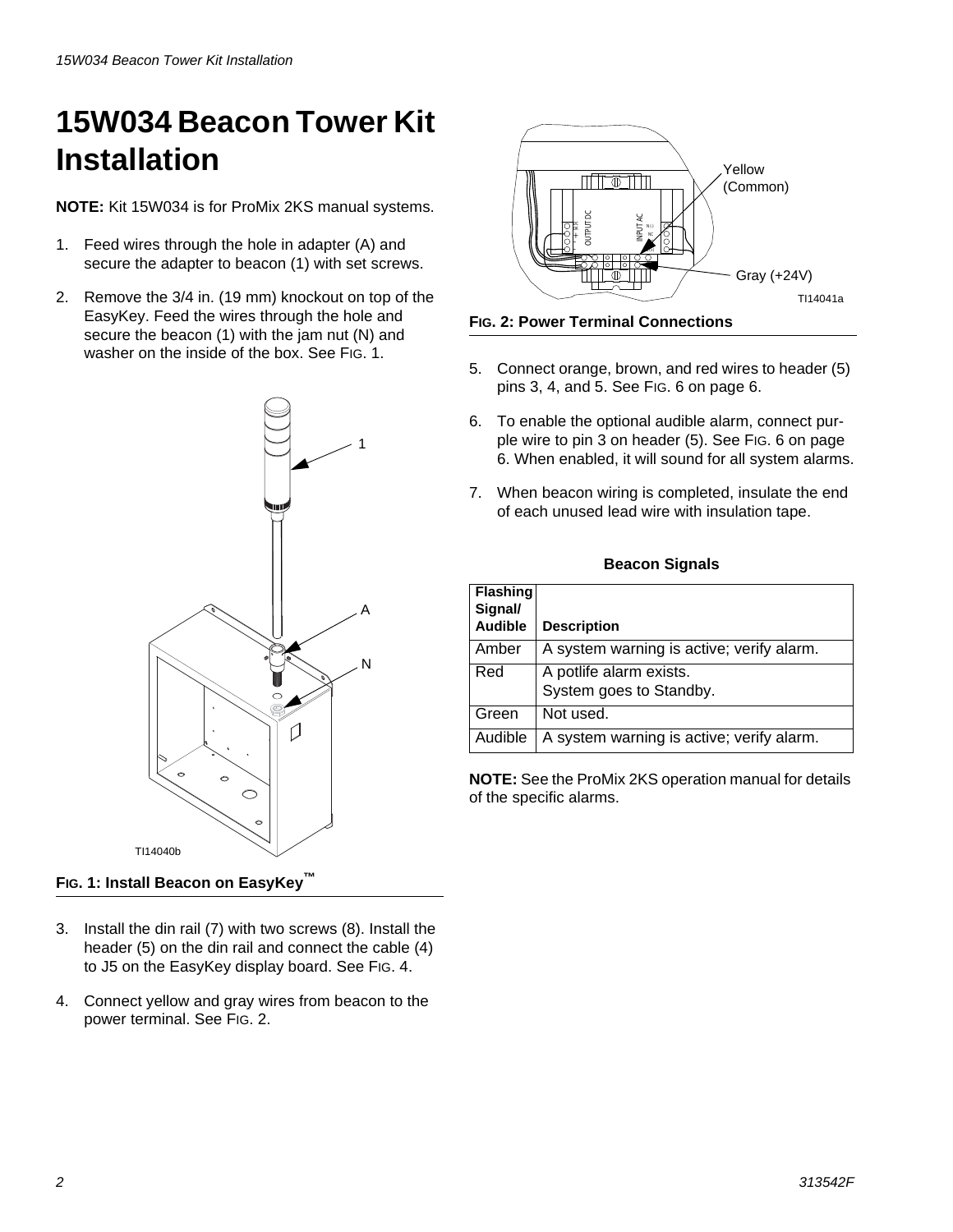# 15W034 Beacon Tower Kit Installation

**NOTE:** Kit 15W034 is for ProMix 2KS manual systems.

1. Feed wires through the hole in adapter (A) and secure the adapter to beacon (1) with set screws.
2. Remove the 3/4 in. (19 mm) knockout on top of the EasyKey. Feed the wires through the hole and secure the beacon (1) with the jam nut (N) and washer on the inside of the box. See FIG. 1.

**FIG. 1: Install Beacon on EasyKey™**

3. Install the din rail (7) with two screws (8). Install the header (5) on the din rail and connect the cable (4) to J5 on the EasyKey display board. See FIG. 4.
4. Connect yellow and gray wires from beacon to the power terminal. See FIG. 2.

**FIG. 2: Power Terminal Connections**

5. Connect orange, brown, and red wires to header (5) pins 3, 4, and 5. See FIG. 6 on page 6.
6. To enable the optional audible alarm, connect purple wire to pin 3 on header (5). See FIG. 6 on page 6. When enabled, it will sound for all system alarms.
7. When beacon wiring is completed, insulate the end of each unused lead wire with insulation tape.

**Beacon Signals**

| Flashing Signal/ Audible | Description |
|---|---|
| Amber | A system warning is active; verify alarm. |
| Red | A potlife alarm exists. System goes to Standby. |
| Green | Not used. |
| Audible | A system warning is active; verify alarm. |

**NOTE:** See the ProMix 2KS operation manual for details of the specific alarms.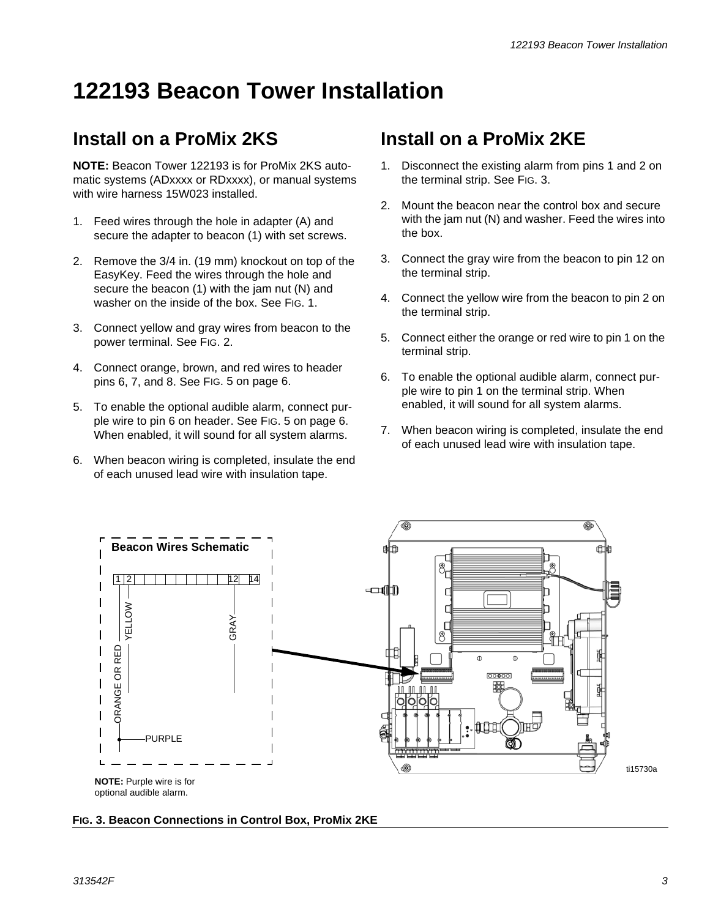# 122193 Beacon Tower Installation

## Install on a ProMix 2KS

**NOTE:** Beacon Tower 122193 is for ProMix 2KS automatic systems (ADxxxx or RDxxxx), or manual systems with wire harness 15W023 installed.

1. Feed wires through the hole in adapter (A) and secure the adapter to beacon (1) with set screws.
2. Remove the 3/4 in. (19 mm) knockout on top of the EasyKey. Feed the wires through the hole and secure the beacon (1) with the jam nut (N) and washer on the inside of the box. See FIG. 1.
3. Connect yellow and gray wires from beacon to the power terminal. See FIG. 2.
4. Connect orange, brown, and red wires to header pins 6, 7, and 8. See FIG. 5 on page 6.
5. To enable the optional audible alarm, connect purple wire to pin 6 on header. See FIG. 5 on page 6. When enabled, it will sound for all system alarms.
6. When beacon wiring is completed, insulate the end of each unused lead wire with insulation tape.

## Install on a ProMix 2KE

1. Disconnect the existing alarm from pins 1 and 2 on the terminal strip. See FIG. 3.
2. Mount the beacon near the control box and secure with the jam nut (N) and washer. Feed the wires into the box.
3. Connect the gray wire from the beacon to pin 12 on the terminal strip.
4. Connect the yellow wire from the beacon to pin 2 on the terminal strip.
5. Connect either the orange or red wire to pin 1 on the terminal strip.
6. To enable the optional audible alarm, connect purple wire to pin 1 on the terminal strip. When enabled, it will sound for all system alarms.
7. When beacon wiring is completed, insulate the end of each unused lead wire with insulation tape.

**Beacon Wires Schematic**

1 2 12 14

YELLOW GRAY ORANGE OR RED PURPLE

ti15730a

**NOTE:** Purple wire is for optional audible alarm.

**FIG. 3. Beacon Connections in Control Box, ProMix 2KE**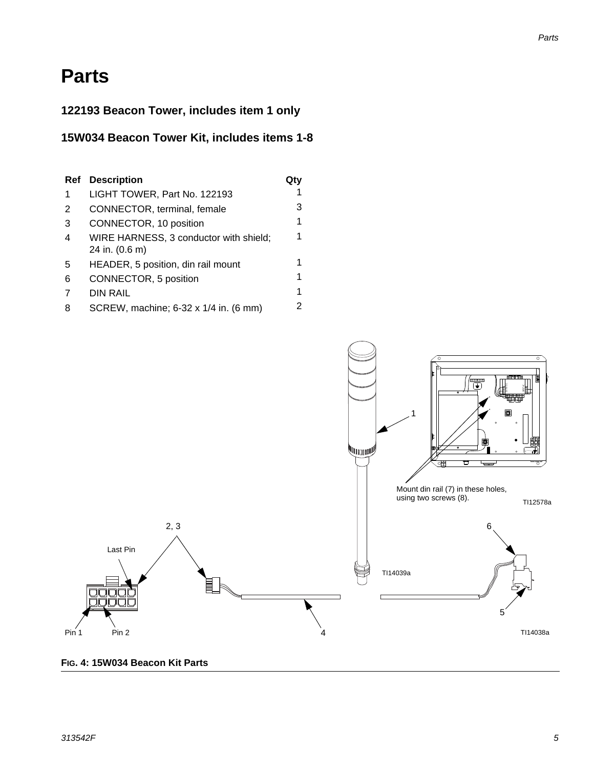# Parts

## 122193 Beacon Tower, includes item 1 only

## 15W034 Beacon Tower Kit, includes items 1-8

| Ref | Description | Qty |
|---|---|---|
| 1 | LIGHT TOWER, Part No. 122193 | 1 |
| 2 | CONNECTOR, terminal, female | 3 |
| 3 | CONNECTOR, 10 position | 1 |
| 4 | WIRE HARNESS, 3 conductor with shield; 24 in. (0.6 m) | 1 |
| 5 | HEADER, 5 position, din rail mount | 1 |
| 6 | CONNECTOR, 5 position | 1 |
| 7 | DIN RAIL | 1 |
| 8 | SCREW, machine; 6-32 x 1/4 in. (6 mm) | 2 |

1

Mount din rail (7) in these holes, using two screws (8).

TI12578a

2, 3

Last Pin

Pin 1 Pin 2

4

TI14039a

6

5

TI14038a

**FIG. 4: 15W034 Beacon Kit Parts**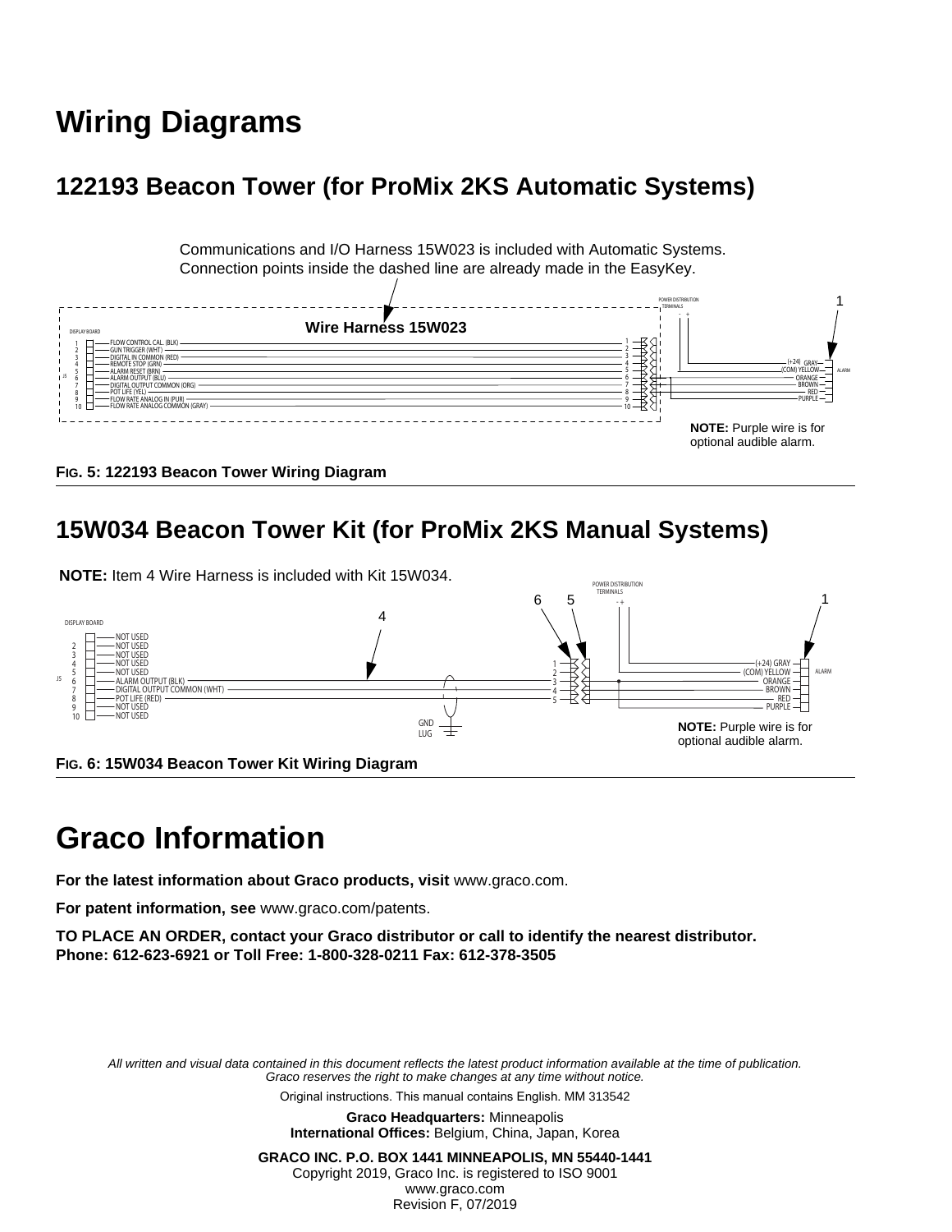# Wiring Diagrams

## 122193 Beacon Tower (for ProMix 2KS Automatic Systems)

Communications and I/O Harness 15W023 is included with Automatic Systems.
Connection points inside the dashed line are already made in the EasyKey.

Wire Harness 15W023

DISPLAY BOARD

J5

1 FLOW CONTROL CAL. (BLK)
2 GUN TRIGGER (WHT)
3 DIGITAL IN COMMON (RED)
4 REMOTE STOP (GRN)
5 ALARM RESET (BRN)
6 ALARM OUTPUT (BLU)
7 DIGITAL OUTPUT COMMON (ORG)
8 POT LIFE (YEL)
9 FLOW RATE ANALOG IN (PUR)
10 FLOW RATE ANALOG COMMON (GRAY)

POWER DISTRIBUTION TERMINALS

\- +

(+24) GRAY
(COM) YELLOW
ORANGE
BROWN
RED
PURPLE

ALARM

1

**NOTE:** Purple wire is for optional audible alarm.

**FIG. 5: 122193 Beacon Tower Wiring Diagram**

## 15W034 Beacon Tower Kit (for ProMix 2KS Manual Systems)

**NOTE:** Item 4 Wire Harness is included with Kit 15W034.

DISPLAY BOARD

J5

NOT USED
2 NOT USED
3 NOT USED
4 NOT USED
5 NOT USED
6 ALARM OUTPUT (BLK)
7 DIGITAL OUTPUT COMMON (WHT)
8 POT LIFE (RED)
9 NOT USED
10 NOT USED

4

GND LUG

6 5

POWER DISTRIBUTION TERMINALS

\- +

(+24) GRAY
(COM) YELLOW
ORANGE
BROWN
RED
PURPLE

ALARM

1

**NOTE:** Purple wire is for optional audible alarm.

**FIG. 6: 15W034 Beacon Tower Kit Wiring Diagram**

# Graco Information

**For the latest information about Graco products, visit** www.graco.com.

**For patent information, see** www.graco.com/patents.

**TO PLACE AN ORDER, contact your Graco distributor or call to identify the nearest distributor.**
**Phone: 612-623-6921 or Toll Free: 1-800-328-0211 Fax: 612-378-3505**

*All written and visual data contained in this document reflects the latest product information available at the time of publication. Graco reserves the right to make changes at any time without notice.*

Original instructions. This manual contains English. MM 313542

**Graco Headquarters:** Minneapolis
**International Offices:** Belgium, China, Japan, Korea

**GRACO INC. P.O. BOX 1441 MINNEAPOLIS, MN 55440-1441**
Copyright 2019, Graco Inc. is registered to ISO 9001
www.graco.com
Revision F, 07/2019